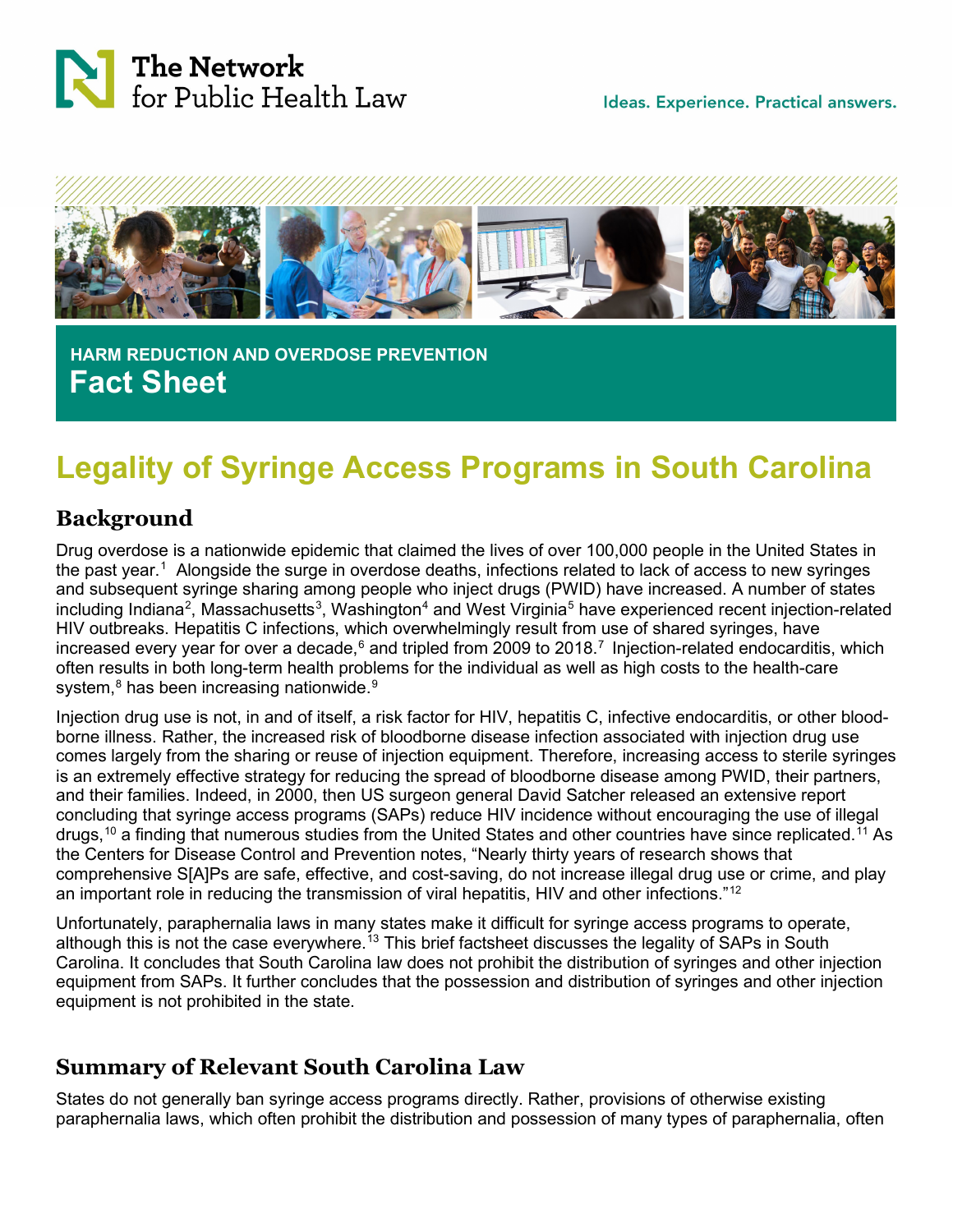The Network for Public Health Law

Ideas. Experience. Practical answers.

HARM REDUCTION AND OVERDOSE PREVENTION

**Fact Sheet**

# Legality of Syringe Access Programs in South Carolina

## Background

Drug overdose is a nationwide epidemic that claimed the lives of over 100,000 people in the United States in the past year.[1] Alongside the surge in overdose deaths, infections related to lack of access to new syringes and subsequent syringe sharing among people who inject drugs (PWID) have increased. A number of states including Indiana[2], Massachusetts[3], Washington[4] and West Virginia[5] have experienced recent injection-related HIV outbreaks. Hepatitis C infections, which overwhelmingly result from use of shared syringes, have increased every year for over a decade,[6] and tripled from 2009 to 2018.[7] Injection-related endocarditis, which often results in both long-term health problems for the individual as well as high costs to the health-care system,[8] has been increasing nationwide.[9]

Injection drug use is not, in and of itself, a risk factor for HIV, hepatitis C, infective endocarditis, or other blood-borne illness. Rather, the increased risk of bloodborne disease infection associated with injection drug use comes largely from the sharing or reuse of injection equipment. Therefore, increasing access to sterile syringes is an extremely effective strategy for reducing the spread of bloodborne disease among PWID, their partners, and their families. Indeed, in 2000, then US surgeon general David Satcher released an extensive report concluding that syringe access programs (SAPs) reduce HIV incidence without encouraging the use of illegal drugs,[10] a finding that numerous studies from the United States and other countries have since replicated.[11] As the Centers for Disease Control and Prevention notes, "Nearly thirty years of research shows that comprehensive S[A]Ps are safe, effective, and cost-saving, do not increase illegal drug use or crime, and play an important role in reducing the transmission of viral hepatitis, HIV and other infections."[12]

Unfortunately, paraphernalia laws in many states make it difficult for syringe access programs to operate, although this is not the case everywhere.[13] This brief factsheet discusses the legality of SAPs in South Carolina. It concludes that South Carolina law does not prohibit the distribution of syringes and other injection equipment from SAPs. It further concludes that the possession and distribution of syringes and other injection equipment is not prohibited in the state.

## Summary of Relevant South Carolina Law

States do not generally ban syringe access programs directly. Rather, provisions of otherwise existing paraphernalia laws, which often prohibit the distribution and possession of many types of paraphernalia, often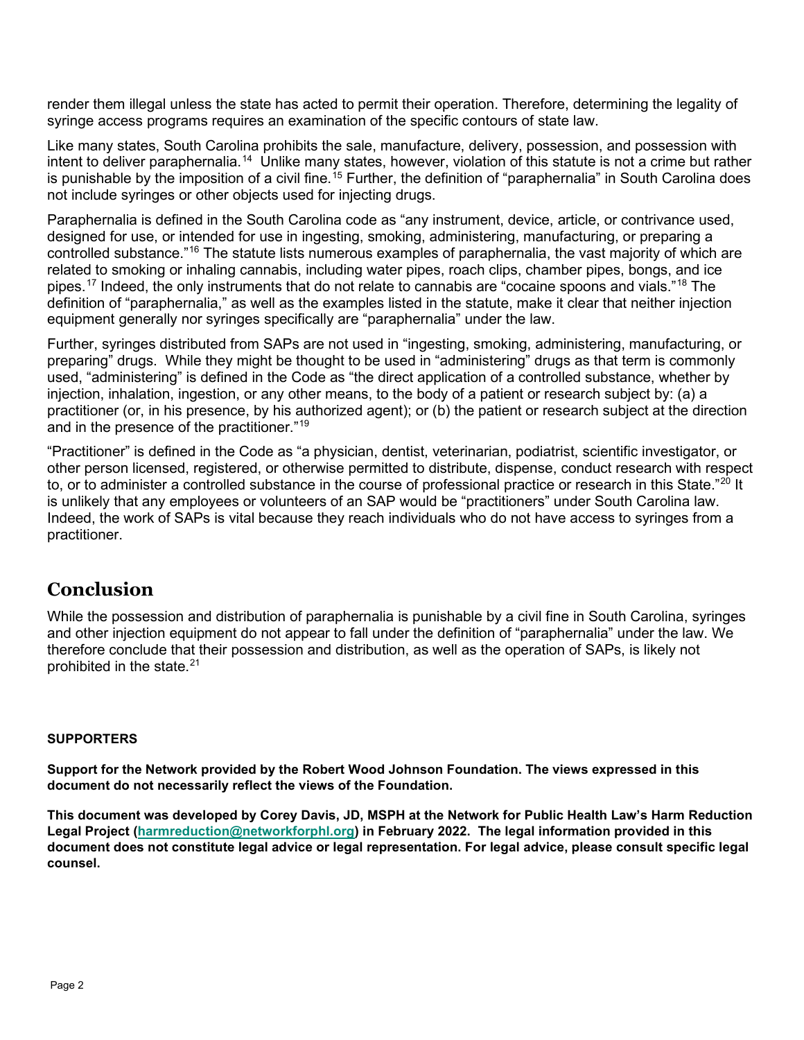render them illegal unless the state has acted to permit their operation. Therefore, determining the legality of syringe access programs requires an examination of the specific contours of state law.

Like many states, South Carolina prohibits the sale, manufacture, delivery, possession, and possession with intent to deliver paraphernalia.[14] Unlike many states, however, violation of this statute is not a crime but rather is punishable by the imposition of a civil fine.[15] Further, the definition of "paraphernalia" in South Carolina does not include syringes or other objects used for injecting drugs.

Paraphernalia is defined in the South Carolina code as "any instrument, device, article, or contrivance used, designed for use, or intended for use in ingesting, smoking, administering, manufacturing, or preparing a controlled substance."[16] The statute lists numerous examples of paraphernalia, the vast majority of which are related to smoking or inhaling cannabis, including water pipes, roach clips, chamber pipes, bongs, and ice pipes.[17] Indeed, the only instruments that do not relate to cannabis are "cocaine spoons and vials."[18] The definition of "paraphernalia," as well as the examples listed in the statute, make it clear that neither injection equipment generally nor syringes specifically are "paraphernalia" under the law.

Further, syringes distributed from SAPs are not used in "ingesting, smoking, administering, manufacturing, or preparing" drugs. While they might be thought to be used in "administering" drugs as that term is commonly used, "administering" is defined in the Code as "the direct application of a controlled substance, whether by injection, inhalation, ingestion, or any other means, to the body of a patient or research subject by: (a) a practitioner (or, in his presence, by his authorized agent); or (b) the patient or research subject at the direction and in the presence of the practitioner."[19]

"Practitioner" is defined in the Code as "a physician, dentist, veterinarian, podiatrist, scientific investigator, or other person licensed, registered, or otherwise permitted to distribute, dispense, conduct research with respect to, or to administer a controlled substance in the course of professional practice or research in this State."[20] It is unlikely that any employees or volunteers of an SAP would be "practitioners" under South Carolina law. Indeed, the work of SAPs is vital because they reach individuals who do not have access to syringes from a practitioner.

## Conclusion

While the possession and distribution of paraphernalia is punishable by a civil fine in South Carolina, syringes and other injection equipment do not appear to fall under the definition of "paraphernalia" under the law. We therefore conclude that their possession and distribution, as well as the operation of SAPs, is likely not prohibited in the state.[21]

**SUPPORTERS**

**Support for the Network provided by the Robert Wood Johnson Foundation. The views expressed in this document do not necessarily reflect the views of the Foundation.**

**This document was developed by Corey Davis, JD, MSPH at the Network for Public Health Law's Harm Reduction Legal Project (harmreduction@networkforphl.org) in February 2022. The legal information provided in this document does not constitute legal advice or legal representation. For legal advice, please consult specific legal counsel.**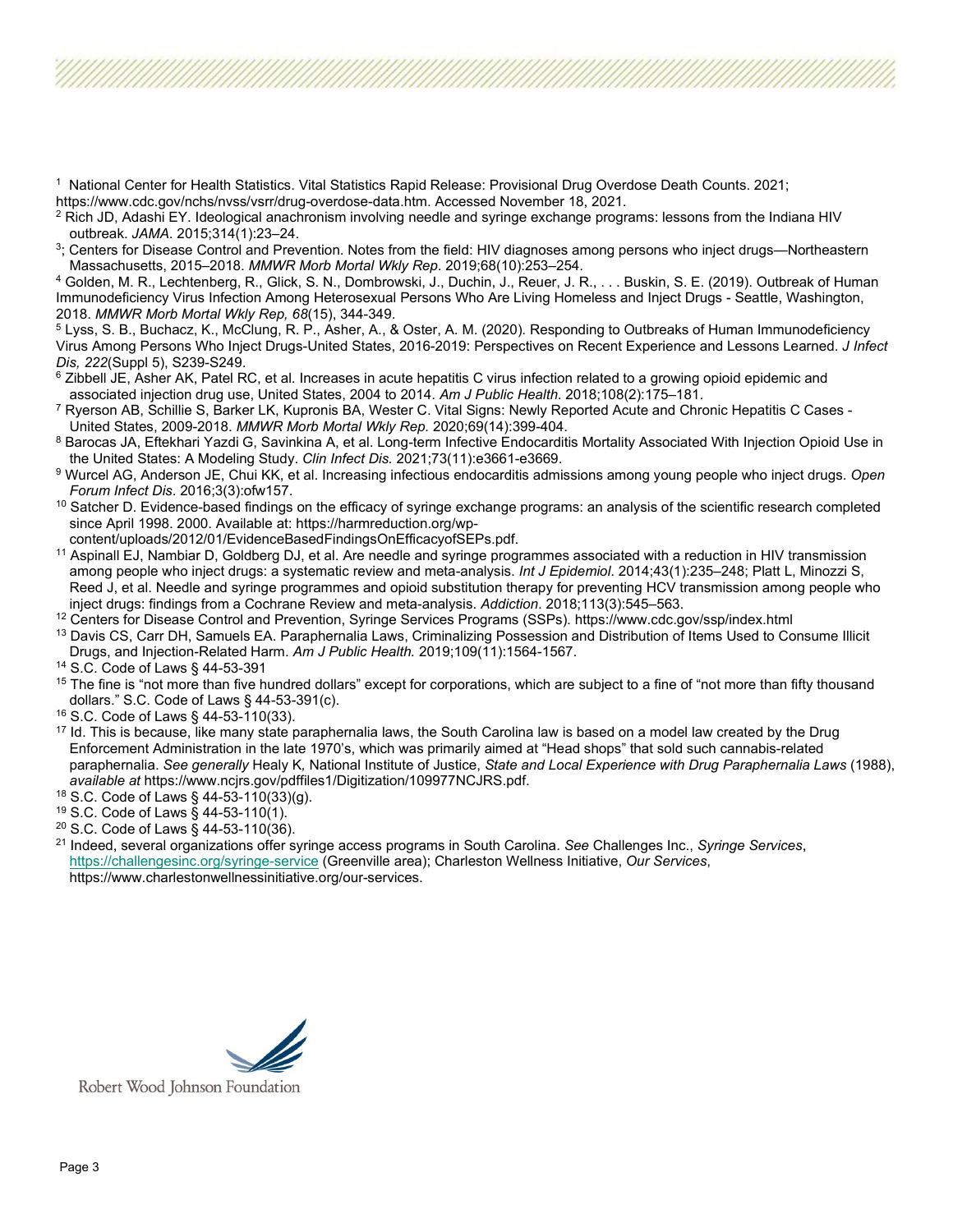[1] National Center for Health Statistics. Vital Statistics Rapid Release: Provisional Drug Overdose Death Counts. 2021; https://www.cdc.gov/nchs/nvss/vsrr/drug-overdose-data.htm. Accessed November 18, 2021.

[2] Rich JD, Adashi EY. Ideological anachronism involving needle and syringe exchange programs: lessons from the Indiana HIV outbreak. *JAMA*. 2015;314(1):23–24.

[3]; Centers for Disease Control and Prevention. Notes from the field: HIV diagnoses among persons who inject drugs—Northeastern Massachusetts, 2015–2018. *MMWR Morb Mortal Wkly Rep*. 2019;68(10):253–254.

[4] Golden, M. R., Lechtenberg, R., Glick, S. N., Dombrowski, J., Duchin, J., Reuer, J. R., . . . Buskin, S. E. (2019). Outbreak of Human Immunodeficiency Virus Infection Among Heterosexual Persons Who Are Living Homeless and Inject Drugs - Seattle, Washington, 2018. *MMWR Morb Mortal Wkly Rep, 68*(15), 344-349.

[5] Lyss, S. B., Buchacz, K., McClung, R. P., Asher, A., & Oster, A. M. (2020). Responding to Outbreaks of Human Immunodeficiency Virus Among Persons Who Inject Drugs-United States, 2016-2019: Perspectives on Recent Experience and Lessons Learned. *J Infect Dis, 222*(Suppl 5), S239-S249.

[6] Zibbell JE, Asher AK, Patel RC, et al. Increases in acute hepatitis C virus infection related to a growing opioid epidemic and associated injection drug use, United States, 2004 to 2014. *Am J Public Health*. 2018;108(2):175–181.

[7] Ryerson AB, Schillie S, Barker LK, Kupronis BA, Wester C. Vital Signs: Newly Reported Acute and Chronic Hepatitis C Cases - United States, 2009-2018. *MMWR Morb Mortal Wkly Rep.* 2020;69(14):399-404.

[8] Barocas JA, Eftekhari Yazdi G, Savinkina A, et al. Long-term Infective Endocarditis Mortality Associated With Injection Opioid Use in the United States: A Modeling Study. *Clin Infect Dis.* 2021;73(11):e3661-e3669.

[9] Wurcel AG, Anderson JE, Chui KK, et al. Increasing infectious endocarditis admissions among young people who inject drugs. *Open Forum Infect Dis*. 2016;3(3):ofw157.

[10] Satcher D. Evidence-based findings on the efficacy of syringe exchange programs: an analysis of the scientific research completed since April 1998. 2000. Available at: https://harmreduction.org/wp-content/uploads/2012/01/EvidenceBasedFindingsOnEfficacyofSEPs.pdf.

[11] Aspinall EJ, Nambiar D, Goldberg DJ, et al. Are needle and syringe programmes associated with a reduction in HIV transmission among people who inject drugs: a systematic review and meta-analysis. *Int J Epidemiol*. 2014;43(1):235–248; Platt L, Minozzi S, Reed J, et al. Needle and syringe programmes and opioid substitution therapy for preventing HCV transmission among people who inject drugs: findings from a Cochrane Review and meta-analysis. *Addiction*. 2018;113(3):545–563.

[12] Centers for Disease Control and Prevention, Syringe Services Programs (SSPs). https://www.cdc.gov/ssp/index.html

[13] Davis CS, Carr DH, Samuels EA. Paraphernalia Laws, Criminalizing Possession and Distribution of Items Used to Consume Illicit Drugs, and Injection-Related Harm. *Am J Public Health.* 2019;109(11):1564-1567.

[14] S.C. Code of Laws § 44-53-391

[15] The fine is "not more than five hundred dollars" except for corporations, which are subject to a fine of "not more than fifty thousand dollars." S.C. Code of Laws § 44-53-391(c).

[16] S.C. Code of Laws § 44-53-110(33).

[17] Id. This is because, like many state paraphernalia laws, the South Carolina law is based on a model law created by the Drug Enforcement Administration in the late 1970's, which was primarily aimed at "Head shops" that sold such cannabis-related paraphernalia. *See generally* Healy K*,* National Institute of Justice, *State and Local Experience with Drug Paraphernalia Laws* (1988), *available at* https://www.ncjrs.gov/pdffiles1/Digitization/109977NCJRS.pdf.

[18] S.C. Code of Laws § 44-53-110(33)(g).

[19] S.C. Code of Laws § 44-53-110(1).

[20] S.C. Code of Laws § 44-53-110(36).

[21] Indeed, several organizations offer syringe access programs in South Carolina. *See* Challenges Inc., *Syringe Services*, https://challengesinc.org/syringe-service (Greenville area); Charleston Wellness Initiative, *Our Services*, https://www.charlestonwellnessinitiative.org/our-services.

Robert Wood Johnson Foundation